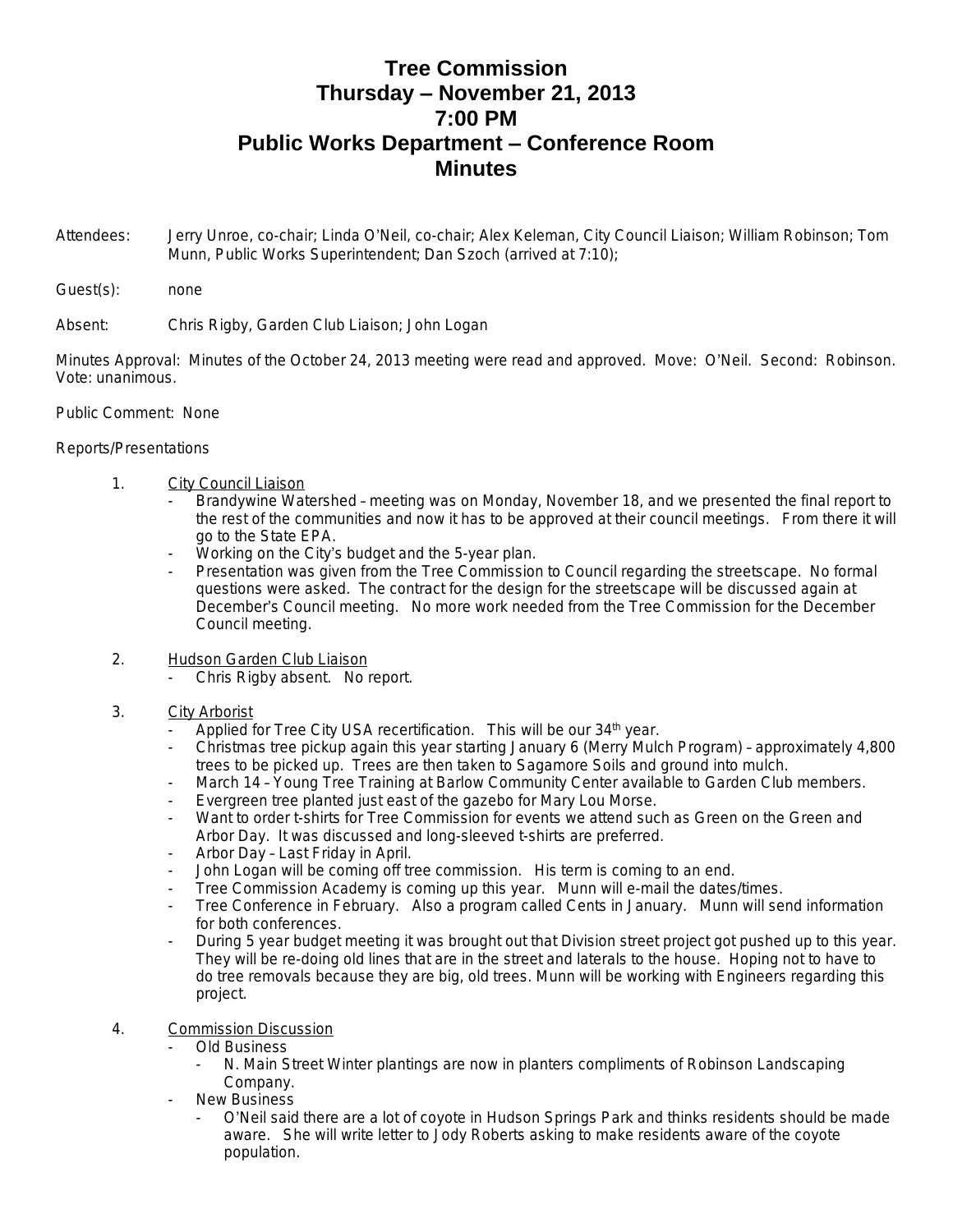# Tree Commission
# Thursday – November 21, 2013
# 7:00 PM
# Public Works Department – Conference Room
# Minutes

Attendees: Jerry Unroe, co-chair; Linda O'Neil, co-chair; Alex Keleman, City Council Liaison; William Robinson; Tom Munn, Public Works Superintendent; Dan Szoch (arrived at 7:10);

Guest(s): none

Absent: Chris Rigby, Garden Club Liaison; John Logan

Minutes Approval: Minutes of the October 24, 2013 meeting were read and approved. Move: O'Neil. Second: Robinson. Vote: unanimous.

Public Comment: None

Reports/Presentations

1. <u>City Council Liaison</u>
   - Brandywine Watershed – meeting was on Monday, November 18, and we presented the final report to the rest of the communities and now it has to be approved at their council meetings. From there it will go to the State EPA.
   - Working on the City's budget and the 5-year plan.
   - Presentation was given from the Tree Commission to Council regarding the streetscape. No formal questions were asked. The contract for the design for the streetscape will be discussed again at December's Council meeting. No more work needed from the Tree Commission for the December Council meeting.

2. <u>Hudson Garden Club Liaison</u>
   - Chris Rigby absent. No report.

3. <u>City Arborist</u>
   - Applied for Tree City USA recertification. This will be our 34th year.
   - Christmas tree pickup again this year starting January 6 (Merry Mulch Program) – approximately 4,800 trees to be picked up. Trees are then taken to Sagamore Soils and ground into mulch.
   - March 14 – Young Tree Training at Barlow Community Center available to Garden Club members.
   - Evergreen tree planted just east of the gazebo for Mary Lou Morse.
   - Want to order t-shirts for Tree Commission for events we attend such as Green on the Green and Arbor Day. It was discussed and long-sleeved t-shirts are preferred.
   - Arbor Day – Last Friday in April.
   - John Logan will be coming off tree commission. His term is coming to an end.
   - Tree Commission Academy is coming up this year. Munn will e-mail the dates/times.
   - Tree Conference in February. Also a program called Cents in January. Munn will send information for both conferences.
   - During 5 year budget meeting it was brought out that Division street project got pushed up to this year. They will be re-doing old lines that are in the street and laterals to the house. Hoping not to have to do tree removals because they are big, old trees. Munn will be working with Engineers regarding this project.

4. <u>Commission Discussion</u>
   - Old Business
     - N. Main Street Winter plantings are now in planters compliments of Robinson Landscaping Company.
   - New Business
     - O'Neil said there are a lot of coyote in Hudson Springs Park and thinks residents should be made aware. She will write letter to Jody Roberts asking to make residents aware of the coyote population.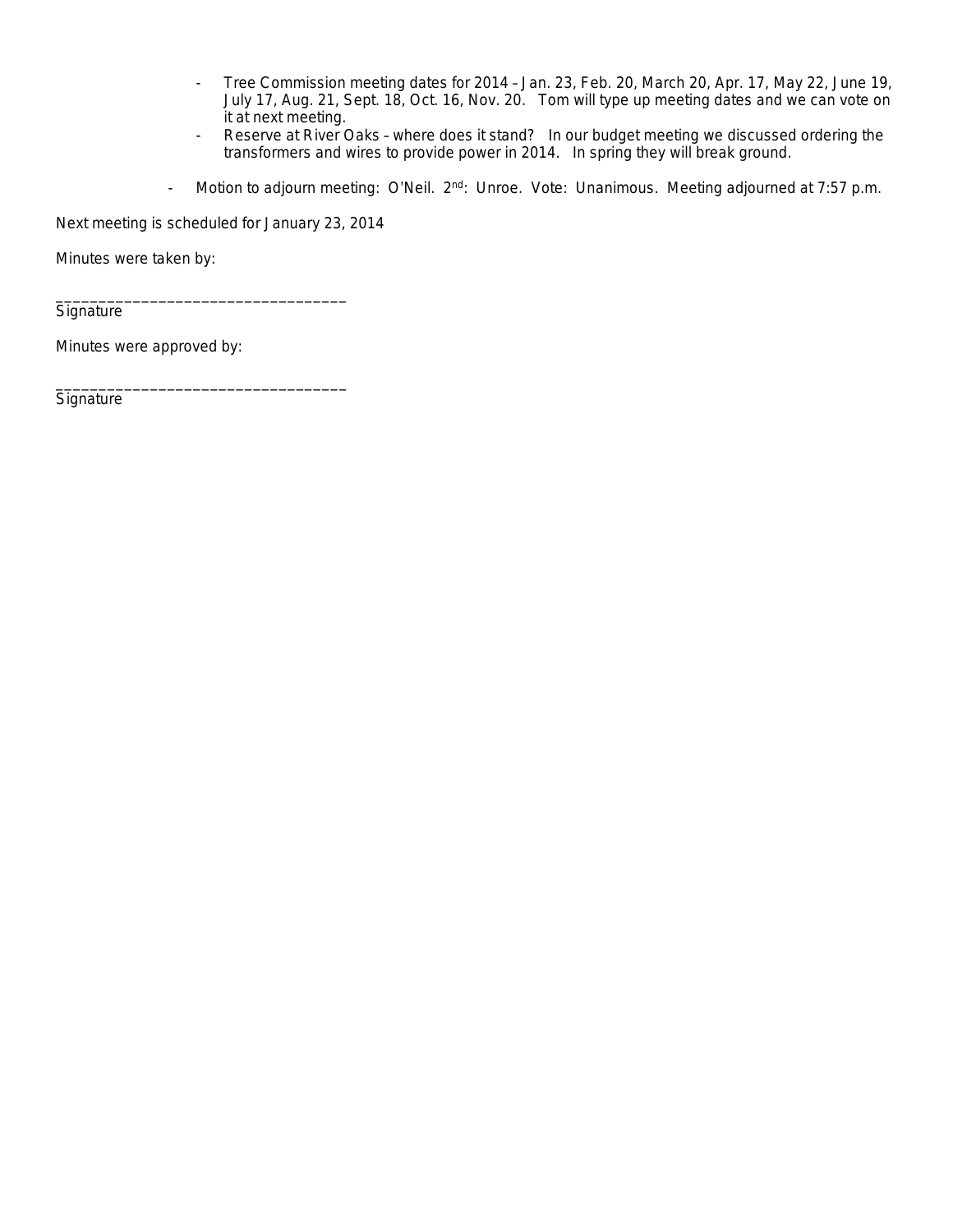- Tree Commission meeting dates for 2014 – Jan. 23, Feb. 20, March 20, Apr. 17, May 22, June 19, July 17, Aug. 21, Sept. 18, Oct. 16, Nov. 20. Tom will type up meeting dates and we can vote on it at next meeting.
  - Reserve at River Oaks – where does it stand? In our budget meeting we discussed ordering the transformers and wires to provide power in 2014. In spring they will break ground.

- Motion to adjourn meeting: O'Neil. 2nd: Unroe. Vote: Unanimous. Meeting adjourned at 7:57 p.m.

Next meeting is scheduled for January 23, 2014

Minutes were taken by:

__________________________________
Signature

Minutes were approved by:

__________________________________
Signature